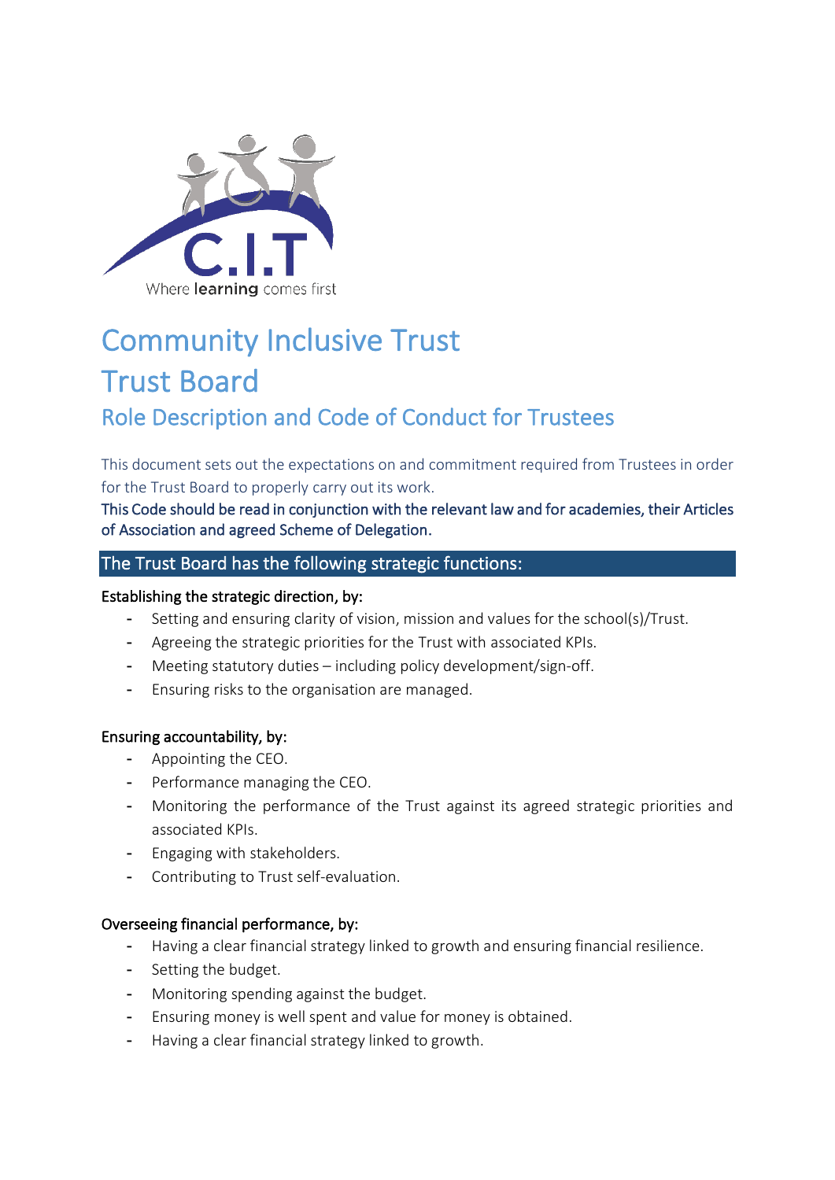C.I.T

Where **learning** comes first

# Community Inclusive Trust
# Trust Board
## Role Description and Code of Conduct for Trustees

This document sets out the expectations on and commitment required from Trustees in order for the Trust Board to properly carry out its work.

This Code should be read in conjunction with the relevant law and for academies, their Articles of Association and agreed Scheme of Delegation.

### The Trust Board has the following strategic functions:

**Establishing the strategic direction, by:**

- Setting and ensuring clarity of vision, mission and values for the school(s)/Trust.
- Agreeing the strategic priorities for the Trust with associated KPIs.
- Meeting statutory duties – including policy development/sign-off.
- Ensuring risks to the organisation are managed.

**Ensuring accountability, by:**

- Appointing the CEO.
- Performance managing the CEO.
- Monitoring the performance of the Trust against its agreed strategic priorities and associated KPIs.
- Engaging with stakeholders.
- Contributing to Trust self-evaluation.

**Overseeing financial performance, by:**

- Having a clear financial strategy linked to growth and ensuring financial resilience.
- Setting the budget.
- Monitoring spending against the budget.
- Ensuring money is well spent and value for money is obtained.
- Having a clear financial strategy linked to growth.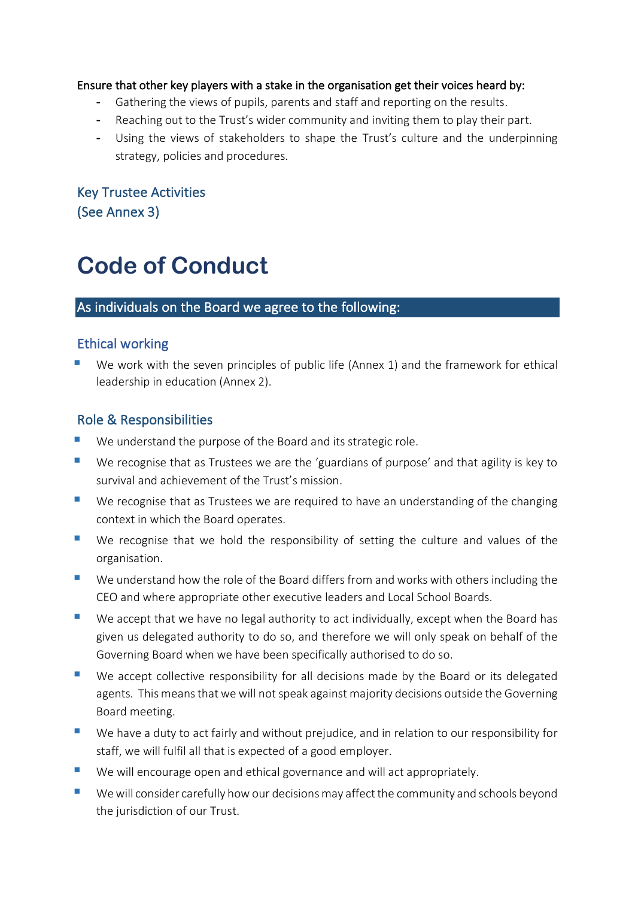**Ensure that other key players with a stake in the organisation get their voices heard by:**

- Gathering the views of pupils, parents and staff and reporting on the results.
- Reaching out to the Trust's wider community and inviting them to play their part.
- Using the views of stakeholders to shape the Trust's culture and the underpinning strategy, policies and procedures.

### Key Trustee Activities
### (See Annex 3)

# Code of Conduct

## As individuals on the Board we agree to the following:

### Ethical working

- We work with the seven principles of public life (Annex 1) and the framework for ethical leadership in education (Annex 2).

### Role & Responsibilities

- We understand the purpose of the Board and its strategic role.
- We recognise that as Trustees we are the 'guardians of purpose' and that agility is key to survival and achievement of the Trust's mission.
- We recognise that as Trustees we are required to have an understanding of the changing context in which the Board operates.
- We recognise that we hold the responsibility of setting the culture and values of the organisation.
- We understand how the role of the Board differs from and works with others including the CEO and where appropriate other executive leaders and Local School Boards.
- We accept that we have no legal authority to act individually, except when the Board has given us delegated authority to do so, and therefore we will only speak on behalf of the Governing Board when we have been specifically authorised to do so.
- We accept collective responsibility for all decisions made by the Board or its delegated agents. This means that we will not speak against majority decisions outside the Governing Board meeting.
- We have a duty to act fairly and without prejudice, and in relation to our responsibility for staff, we will fulfil all that is expected of a good employer.
- We will encourage open and ethical governance and will act appropriately.
- We will consider carefully how our decisions may affect the community and schools beyond the jurisdiction of our Trust.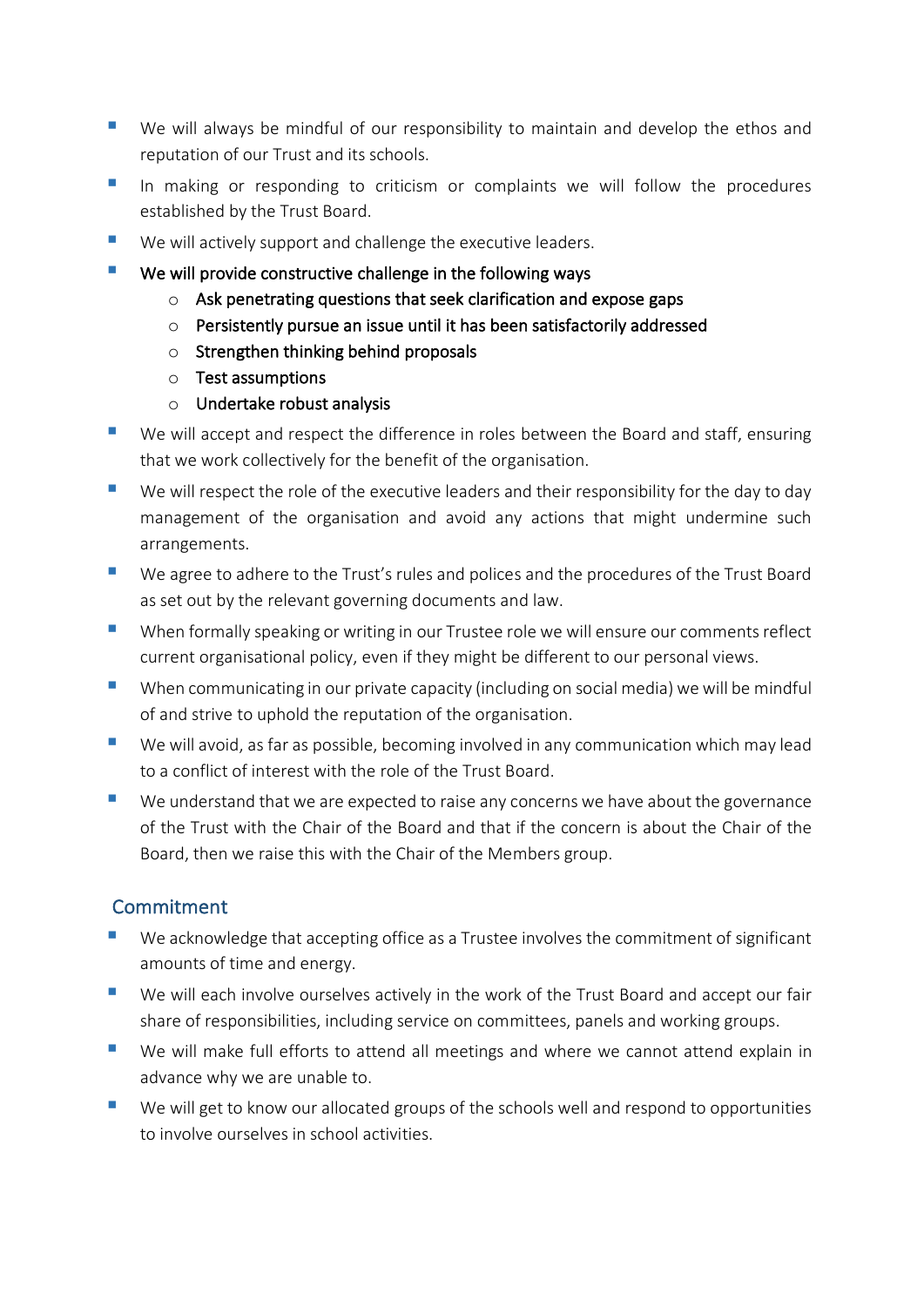- We will always be mindful of our responsibility to maintain and develop the ethos and reputation of our Trust and its schools.
- In making or responding to criticism or complaints we will follow the procedures established by the Trust Board.
- We will actively support and challenge the executive leaders.
- We will provide constructive challenge in the following ways
  - Ask penetrating questions that seek clarification and expose gaps
  - Persistently pursue an issue until it has been satisfactorily addressed
  - Strengthen thinking behind proposals
  - Test assumptions
  - Undertake robust analysis
- We will accept and respect the difference in roles between the Board and staff, ensuring that we work collectively for the benefit of the organisation.
- We will respect the role of the executive leaders and their responsibility for the day to day management of the organisation and avoid any actions that might undermine such arrangements.
- We agree to adhere to the Trust's rules and polices and the procedures of the Trust Board as set out by the relevant governing documents and law.
- When formally speaking or writing in our Trustee role we will ensure our comments reflect current organisational policy, even if they might be different to our personal views.
- When communicating in our private capacity (including on social media) we will be mindful of and strive to uphold the reputation of the organisation.
- We will avoid, as far as possible, becoming involved in any communication which may lead to a conflict of interest with the role of the Trust Board.
- We understand that we are expected to raise any concerns we have about the governance of the Trust with the Chair of the Board and that if the concern is about the Chair of the Board, then we raise this with the Chair of the Members group.

## Commitment

- We acknowledge that accepting office as a Trustee involves the commitment of significant amounts of time and energy.
- We will each involve ourselves actively in the work of the Trust Board and accept our fair share of responsibilities, including service on committees, panels and working groups.
- We will make full efforts to attend all meetings and where we cannot attend explain in advance why we are unable to.
- We will get to know our allocated groups of the schools well and respond to opportunities to involve ourselves in school activities.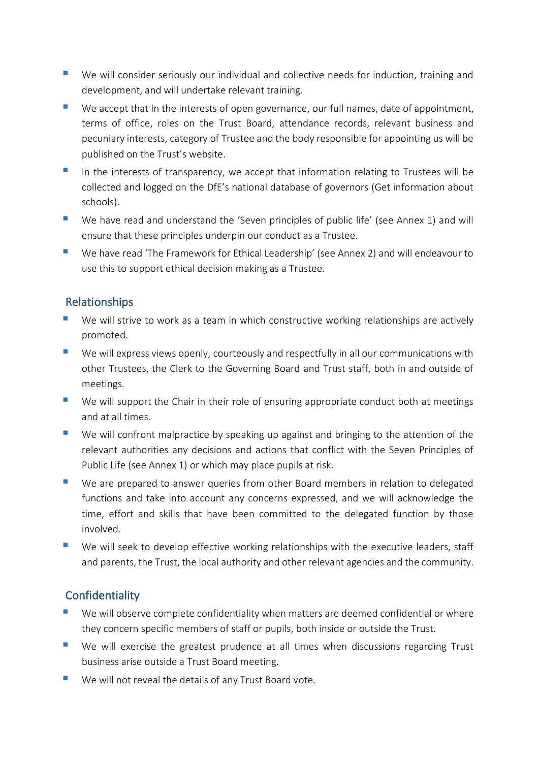- We will consider seriously our individual and collective needs for induction, training and development, and will undertake relevant training.
- We accept that in the interests of open governance, our full names, date of appointment, terms of office, roles on the Trust Board, attendance records, relevant business and pecuniary interests, category of Trustee and the body responsible for appointing us will be published on the Trust's website.
- In the interests of transparency, we accept that information relating to Trustees will be collected and logged on the DfE's national database of governors (Get information about schools).
- We have read and understand the 'Seven principles of public life' (see Annex 1) and will ensure that these principles underpin our conduct as a Trustee.
- We have read 'The Framework for Ethical Leadership' (see Annex 2) and will endeavour to use this to support ethical decision making as a Trustee.

## Relationships

- We will strive to work as a team in which constructive working relationships are actively promoted.
- We will express views openly, courteously and respectfully in all our communications with other Trustees, the Clerk to the Governing Board and Trust staff, both in and outside of meetings.
- We will support the Chair in their role of ensuring appropriate conduct both at meetings and at all times.
- We will confront malpractice by speaking up against and bringing to the attention of the relevant authorities any decisions and actions that conflict with the Seven Principles of Public Life (see Annex 1) or which may place pupils at risk.
- We are prepared to answer queries from other Board members in relation to delegated functions and take into account any concerns expressed, and we will acknowledge the time, effort and skills that have been committed to the delegated function by those involved.
- We will seek to develop effective working relationships with the executive leaders, staff and parents, the Trust, the local authority and other relevant agencies and the community.

## Confidentiality

- We will observe complete confidentiality when matters are deemed confidential or where they concern specific members of staff or pupils, both inside or outside the Trust.
- We will exercise the greatest prudence at all times when discussions regarding Trust business arise outside a Trust Board meeting.
- We will not reveal the details of any Trust Board vote.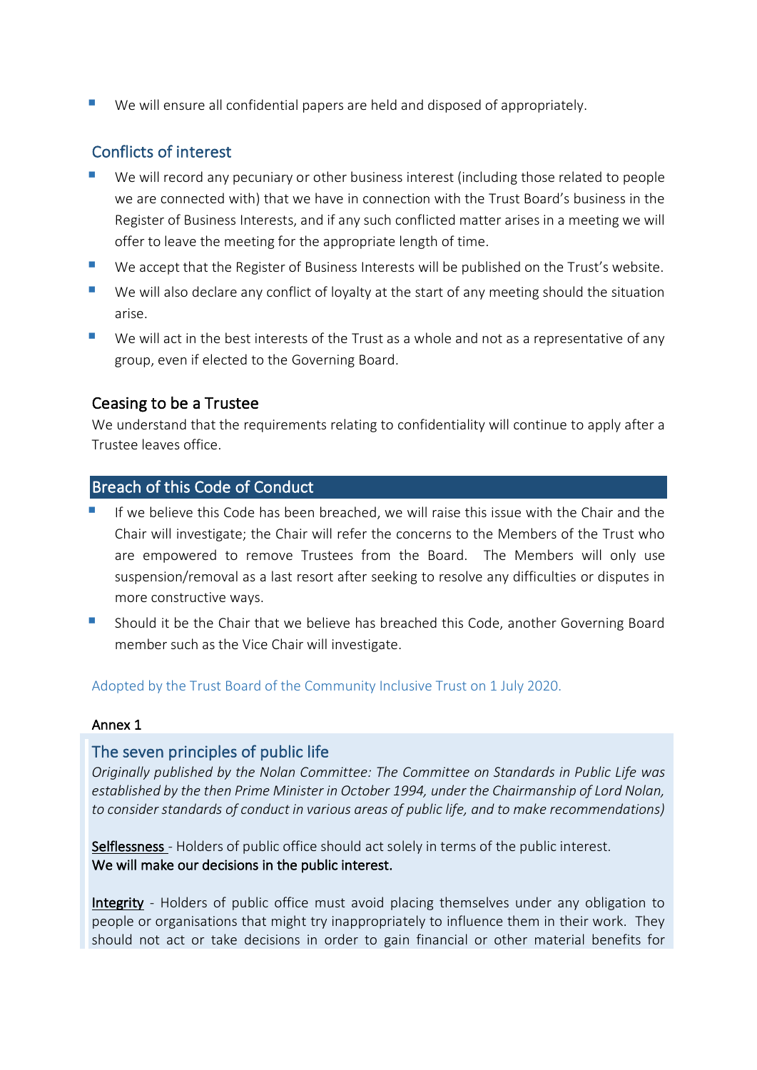- We will ensure all confidential papers are held and disposed of appropriately.

## Conflicts of interest

- We will record any pecuniary or other business interest (including those related to people we are connected with) that we have in connection with the Trust Board's business in the Register of Business Interests, and if any such conflicted matter arises in a meeting we will offer to leave the meeting for the appropriate length of time.
- We accept that the Register of Business Interests will be published on the Trust's website.
- We will also declare any conflict of loyalty at the start of any meeting should the situation arise.
- We will act in the best interests of the Trust as a whole and not as a representative of any group, even if elected to the Governing Board.

### Ceasing to be a Trustee

We understand that the requirements relating to confidentiality will continue to apply after a Trustee leaves office.

## Breach of this Code of Conduct

- If we believe this Code has been breached, we will raise this issue with the Chair and the Chair will investigate; the Chair will refer the concerns to the Members of the Trust who are empowered to remove Trustees from the Board. The Members will only use suspension/removal as a last resort after seeking to resolve any difficulties or disputes in more constructive ways.
- Should it be the Chair that we believe has breached this Code, another Governing Board member such as the Vice Chair will investigate.

Adopted by the Trust Board of the Community Inclusive Trust on 1 July 2020.

**Annex 1**

## The seven principles of public life

*Originally published by the Nolan Committee: The Committee on Standards in Public Life was established by the then Prime Minister in October 1994, under the Chairmanship of Lord Nolan, to consider standards of conduct in various areas of public life, and to make recommendations)*

<u>Selflessness</u> - Holders of public office should act solely in terms of the public interest.
**We will make our decisions in the public interest.**

<u>Integrity</u> - Holders of public office must avoid placing themselves under any obligation to people or organisations that might try inappropriately to influence them in their work. They should not act or take decisions in order to gain financial or other material benefits for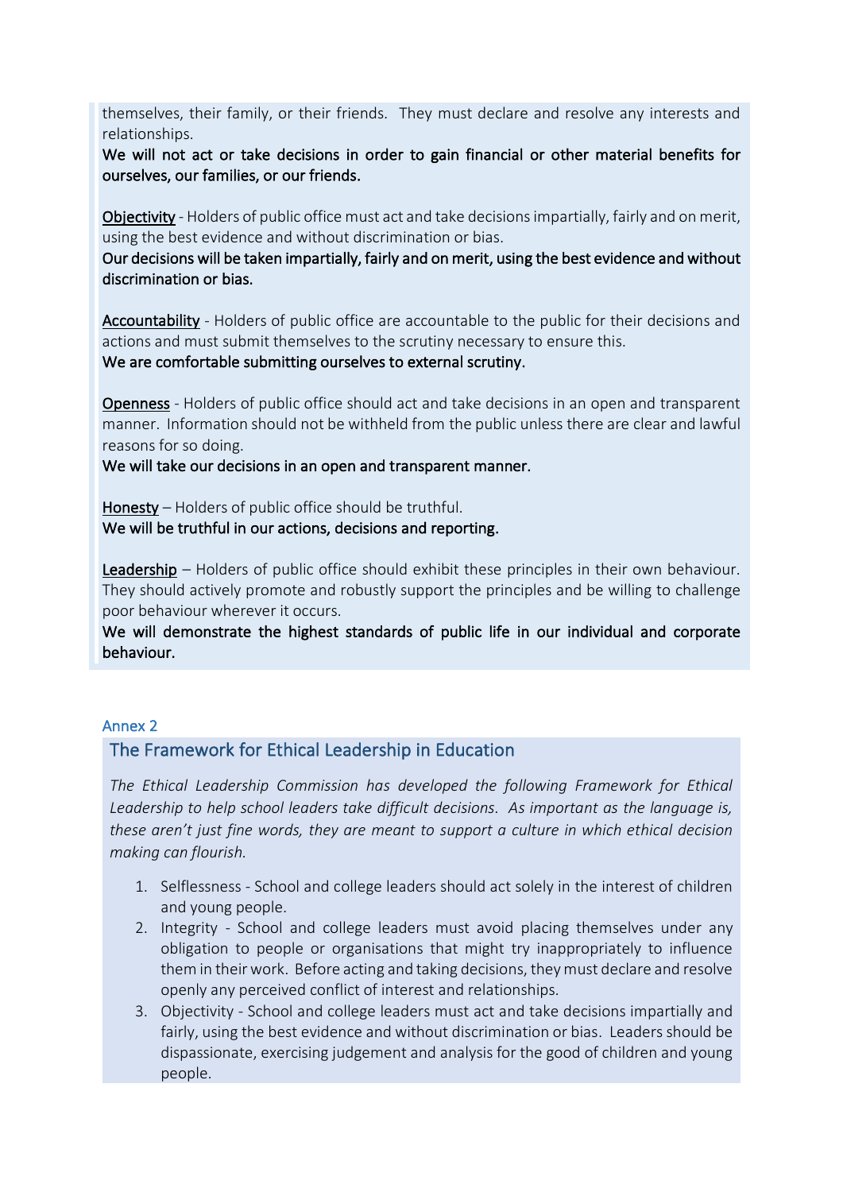themselves, their family, or their friends. They must declare and resolve any interests and relationships.

**We will not act or take decisions in order to gain financial or other material benefits for ourselves, our families, or our friends.**

Objectivity - Holders of public office must act and take decisions impartially, fairly and on merit, using the best evidence and without discrimination or bias.

**Our decisions will be taken impartially, fairly and on merit, using the best evidence and without discrimination or bias.**

Accountability - Holders of public office are accountable to the public for their decisions and actions and must submit themselves to the scrutiny necessary to ensure this.

**We are comfortable submitting ourselves to external scrutiny.**

Openness - Holders of public office should act and take decisions in an open and transparent manner. Information should not be withheld from the public unless there are clear and lawful reasons for so doing.

**We will take our decisions in an open and transparent manner.**

Honesty – Holders of public office should be truthful.

**We will be truthful in our actions, decisions and reporting.**

Leadership – Holders of public office should exhibit these principles in their own behaviour. They should actively promote and robustly support the principles and be willing to challenge poor behaviour wherever it occurs.

**We will demonstrate the highest standards of public life in our individual and corporate behaviour.**

Annex 2

## The Framework for Ethical Leadership in Education

*The Ethical Leadership Commission has developed the following Framework for Ethical Leadership to help school leaders take difficult decisions. As important as the language is, these aren't just fine words, they are meant to support a culture in which ethical decision making can flourish.*

1. Selflessness - School and college leaders should act solely in the interest of children and young people.
2. Integrity - School and college leaders must avoid placing themselves under any obligation to people or organisations that might try inappropriately to influence them in their work. Before acting and taking decisions, they must declare and resolve openly any perceived conflict of interest and relationships.
3. Objectivity - School and college leaders must act and take decisions impartially and fairly, using the best evidence and without discrimination or bias. Leaders should be dispassionate, exercising judgement and analysis for the good of children and young people.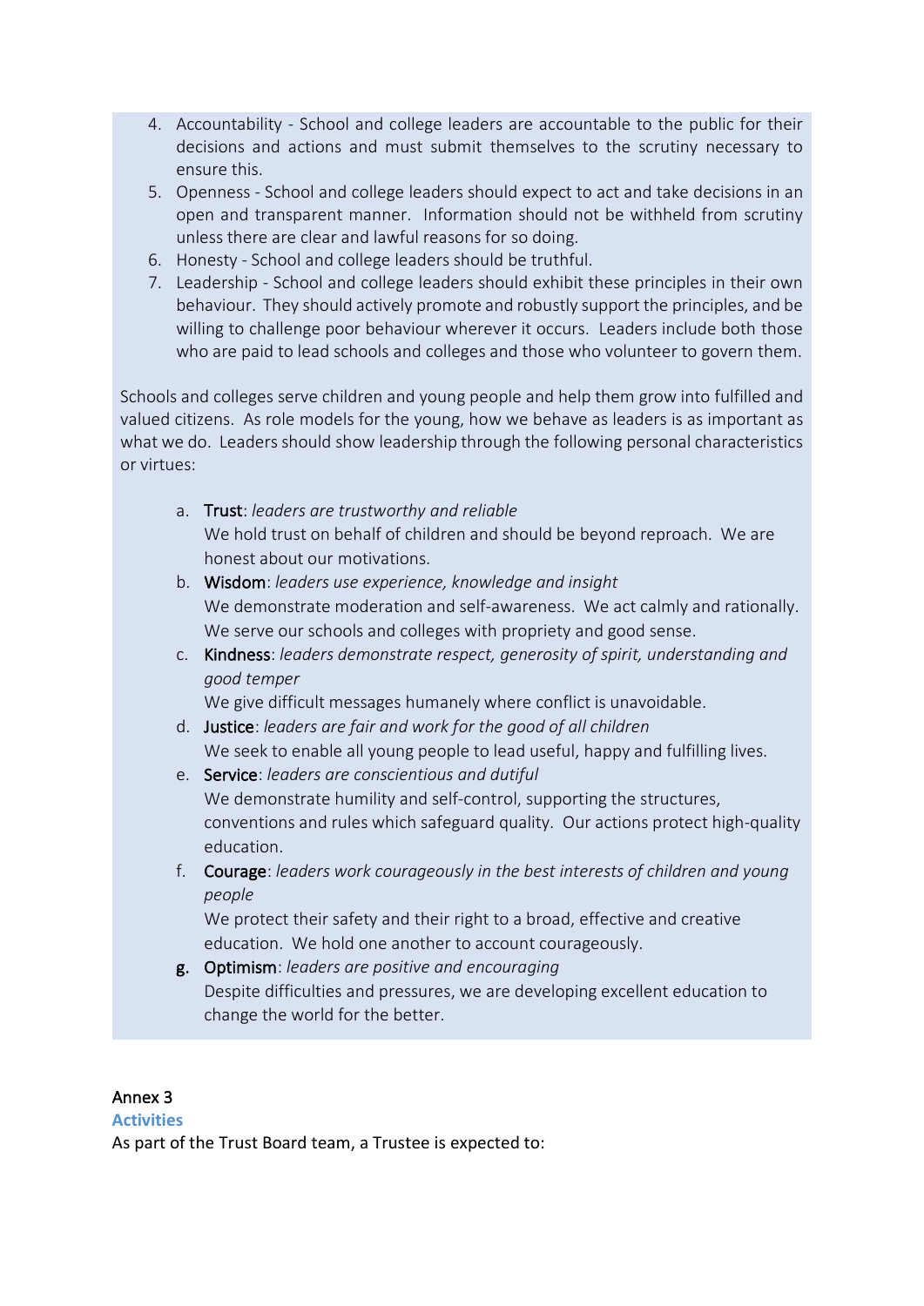4. Accountability - School and college leaders are accountable to the public for their decisions and actions and must submit themselves to the scrutiny necessary to ensure this.
5. Openness - School and college leaders should expect to act and take decisions in an open and transparent manner. Information should not be withheld from scrutiny unless there are clear and lawful reasons for so doing.
6. Honesty - School and college leaders should be truthful.
7. Leadership - School and college leaders should exhibit these principles in their own behaviour. They should actively promote and robustly support the principles, and be willing to challenge poor behaviour wherever it occurs. Leaders include both those who are paid to lead schools and colleges and those who volunteer to govern them.

Schools and colleges serve children and young people and help them grow into fulfilled and valued citizens. As role models for the young, how we behave as leaders is as important as what we do. Leaders should show leadership through the following personal characteristics or virtues:

a. Trust: *leaders are trustworthy and reliable*
   We hold trust on behalf of children and should be beyond reproach. We are honest about our motivations.
b. Wisdom: *leaders use experience, knowledge and insight*
   We demonstrate moderation and self-awareness. We act calmly and rationally. We serve our schools and colleges with propriety and good sense.
c. Kindness: *leaders demonstrate respect, generosity of spirit, understanding and good temper*
   We give difficult messages humanely where conflict is unavoidable.
d. Justice: *leaders are fair and work for the good of all children*
   We seek to enable all young people to lead useful, happy and fulfilling lives.
e. Service: *leaders are conscientious and dutiful*
   We demonstrate humility and self-control, supporting the structures, conventions and rules which safeguard quality. Our actions protect high-quality education.
f. Courage: *leaders work courageously in the best interests of children and young people*
   We protect their safety and their right to a broad, effective and creative education. We hold one another to account courageously.
g. Optimism: *leaders are positive and encouraging*
   Despite difficulties and pressures, we are developing excellent education to change the world for the better.

Annex 3

## Activities

As part of the Trust Board team, a Trustee is expected to: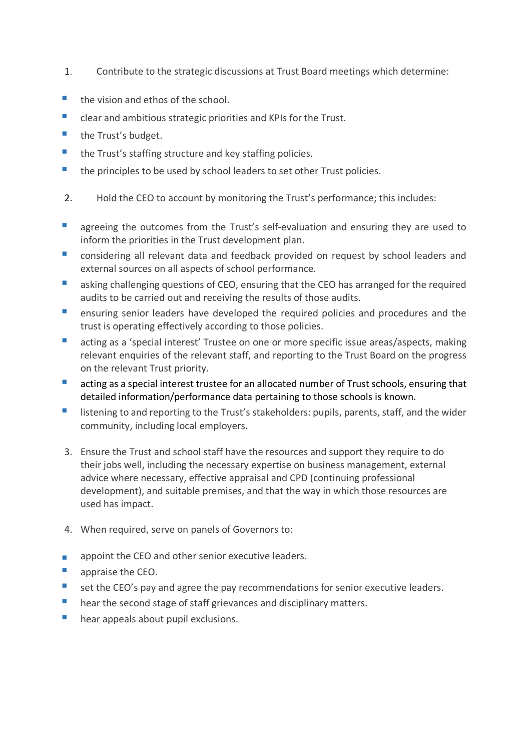1. Contribute to the strategic discussions at Trust Board meetings which determine:

- the vision and ethos of the school.
- clear and ambitious strategic priorities and KPIs for the Trust.
- the Trust's budget.
- the Trust's staffing structure and key staffing policies.
- the principles to be used by school leaders to set other Trust policies.

2. Hold the CEO to account by monitoring the Trust's performance; this includes:

- agreeing the outcomes from the Trust's self-evaluation and ensuring they are used to inform the priorities in the Trust development plan.
- considering all relevant data and feedback provided on request by school leaders and external sources on all aspects of school performance.
- asking challenging questions of CEO, ensuring that the CEO has arranged for the required audits to be carried out and receiving the results of those audits.
- ensuring senior leaders have developed the required policies and procedures and the trust is operating effectively according to those policies.
- acting as a 'special interest' Trustee on one or more specific issue areas/aspects, making relevant enquiries of the relevant staff, and reporting to the Trust Board on the progress on the relevant Trust priority.
- acting as a special interest trustee for an allocated number of Trust schools, ensuring that detailed information/performance data pertaining to those schools is known.
- listening to and reporting to the Trust's stakeholders: pupils, parents, staff, and the wider community, including local employers.

3. Ensure the Trust and school staff have the resources and support they require to do their jobs well, including the necessary expertise on business management, external advice where necessary, effective appraisal and CPD (continuing professional development), and suitable premises, and that the way in which those resources are used has impact.

4. When required, serve on panels of Governors to:

- appoint the CEO and other senior executive leaders.
- appraise the CEO.
- set the CEO's pay and agree the pay recommendations for senior executive leaders.
- hear the second stage of staff grievances and disciplinary matters.
- hear appeals about pupil exclusions.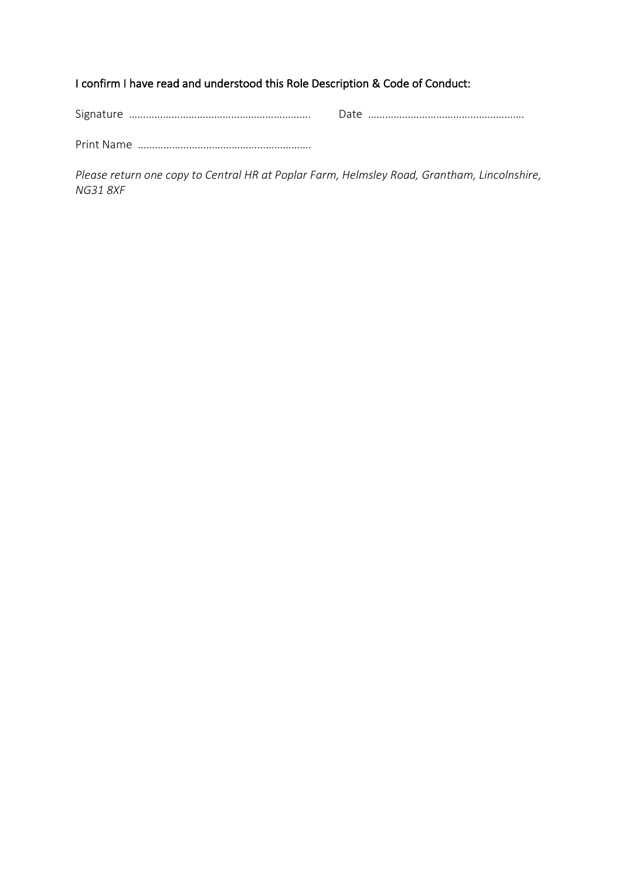I confirm I have read and understood this Role Description & Code of Conduct:

Signature ……………………………………………………….    Date ……………………………………………….

Print Name …………………………………………………….

*Please return one copy to Central HR at Poplar Farm, Helmsley Road, Grantham, Lincolnshire, NG31 8XF*